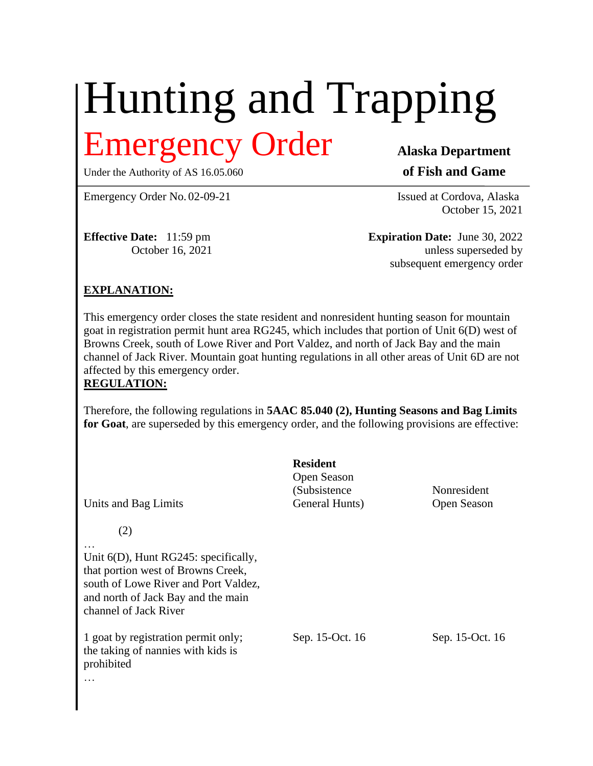# Hunting and Trapping

## Emergency Order

Under the Authority of AS 16.05.060

**Alaska Department of Fish and Game**

Emergency Order No. 02-09-21

Issued at Cordova, Alaska
October 15, 2021

**Effective Date:** 11:59 pm
October 16, 2021

**Expiration Date:** June 30, 2022
unless superseded by
subsequent emergency order

**EXPLANATION:**

This emergency order closes the state resident and nonresident hunting season for mountain goat in registration permit hunt area RG245, which includes that portion of Unit 6(D) west of Browns Creek, south of Lowe River and Port Valdez, and north of Jack Bay and the main channel of Jack River. Mountain goat hunting regulations in all other areas of Unit 6D are not affected by this emergency order.

**REGULATION:**

Therefore, the following regulations in **5AAC 85.040 (2), Hunting Seasons and Bag Limits for Goat**, are superseded by this emergency order, and the following provisions are effective:

| Units and Bag Limits | **Resident** Open Season (Subsistence General Hunts) | Nonresident Open Season |
|---|---|---|
| (2) | | |
| … | | |
| Unit 6(D), Hunt RG245: specifically, that portion west of Browns Creek, south of Lowe River and Port Valdez, and north of Jack Bay and the main channel of Jack River | | |
| 1 goat by registration permit only; the taking of nannies with kids is prohibited | Sep. 15-Oct. 16 | Sep. 15-Oct. 16 |
| … | | |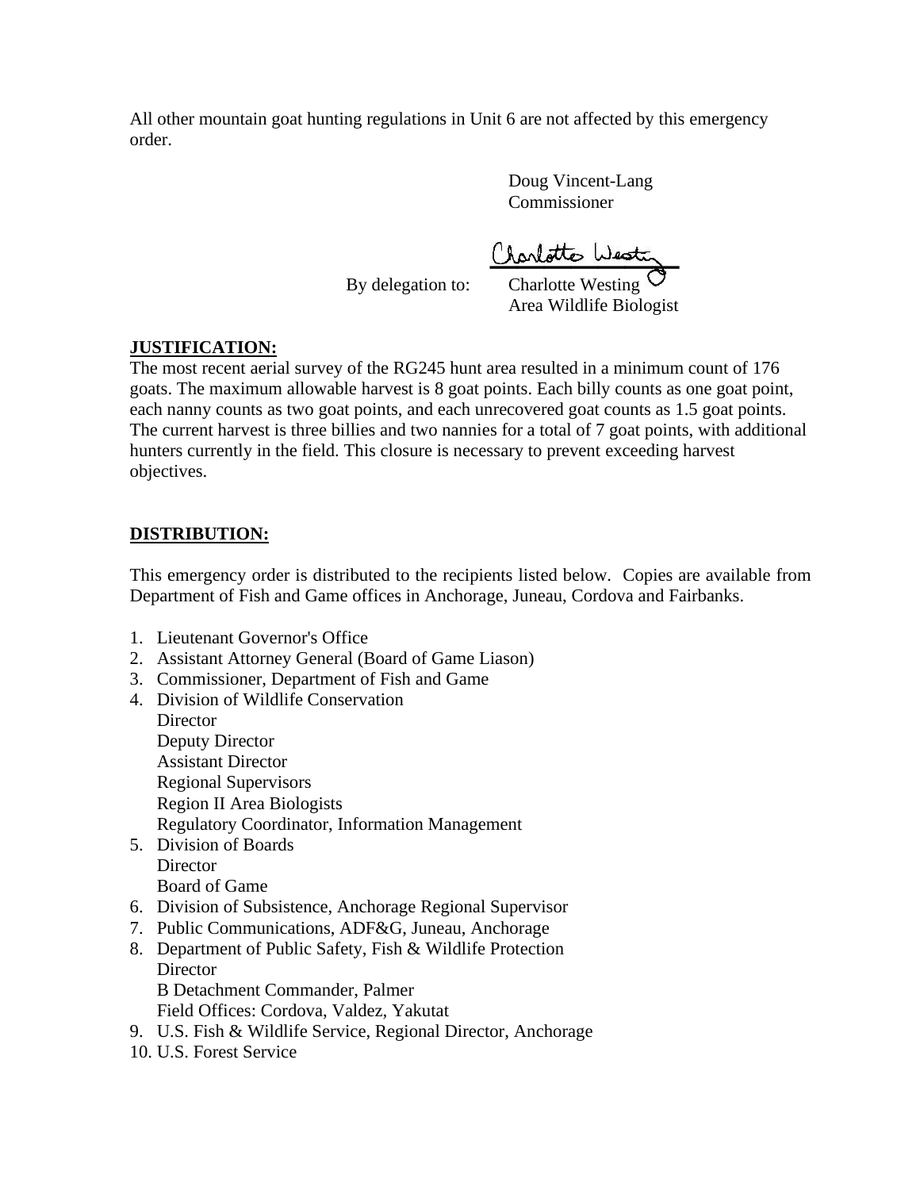All other mountain goat hunting regulations in Unit 6 are not affected by this emergency order.

Doug Vincent-Lang
Commissioner

By delegation to: Charlotte Westing
Area Wildlife Biologist

**JUSTIFICATION:**

The most recent aerial survey of the RG245 hunt area resulted in a minimum count of 176 goats. The maximum allowable harvest is 8 goat points. Each billy counts as one goat point, each nanny counts as two goat points, and each unrecovered goat counts as 1.5 goat points. The current harvest is three billies and two nannies for a total of 7 goat points, with additional hunters currently in the field. This closure is necessary to prevent exceeding harvest objectives.

**DISTRIBUTION:**

This emergency order is distributed to the recipients listed below. Copies are available from Department of Fish and Game offices in Anchorage, Juneau, Cordova and Fairbanks.

1. Lieutenant Governor's Office
2. Assistant Attorney General (Board of Game Liason)
3. Commissioner, Department of Fish and Game
4. Division of Wildlife Conservation
   Director
   Deputy Director
   Assistant Director
   Regional Supervisors
   Region II Area Biologists
   Regulatory Coordinator, Information Management
5. Division of Boards
   Director
   Board of Game
6. Division of Subsistence, Anchorage Regional Supervisor
7. Public Communications, ADF&G, Juneau, Anchorage
8. Department of Public Safety, Fish & Wildlife Protection
   Director
   B Detachment Commander, Palmer
   Field Offices: Cordova, Valdez, Yakutat
9. U.S. Fish & Wildlife Service, Regional Director, Anchorage
10. U.S. Forest Service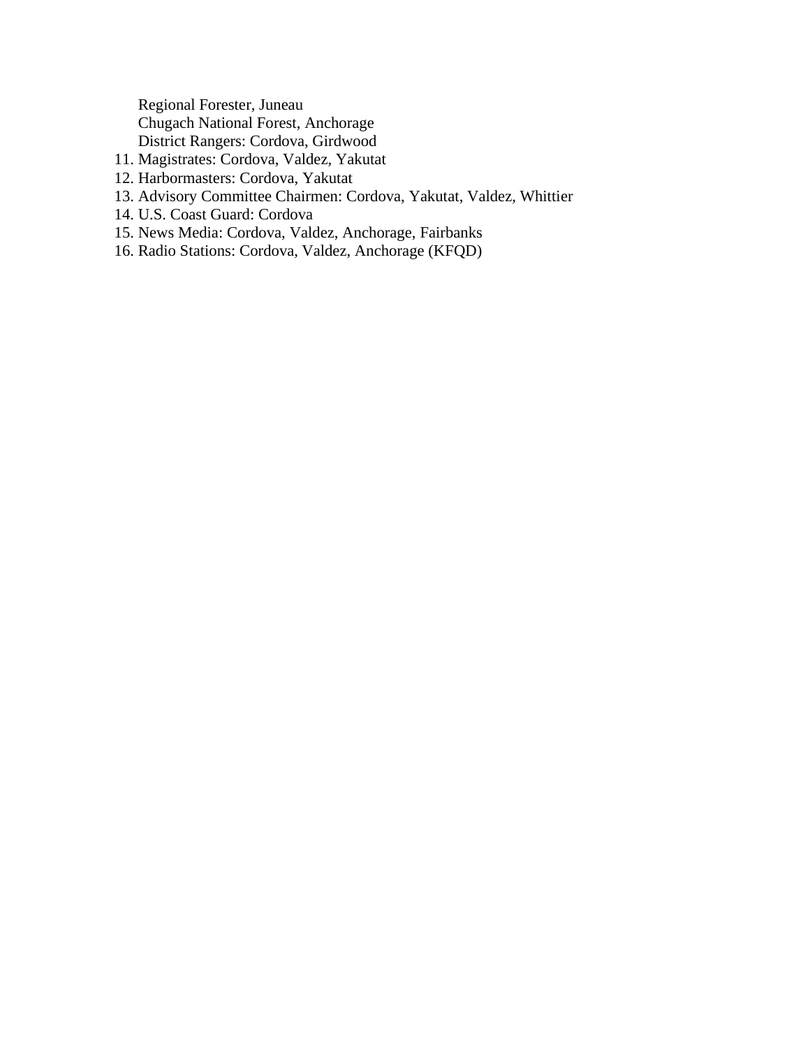Regional Forester, Juneau  
Chugach National Forest, Anchorage  
District Rangers: Cordova, Girdwood

11. Magistrates: Cordova, Valdez, Yakutat
12. Harbormasters: Cordova, Yakutat
13. Advisory Committee Chairmen: Cordova, Yakutat, Valdez, Whittier
14. U.S. Coast Guard: Cordova
15. News Media: Cordova, Valdez, Anchorage, Fairbanks
16. Radio Stations: Cordova, Valdez, Anchorage (KFQD)